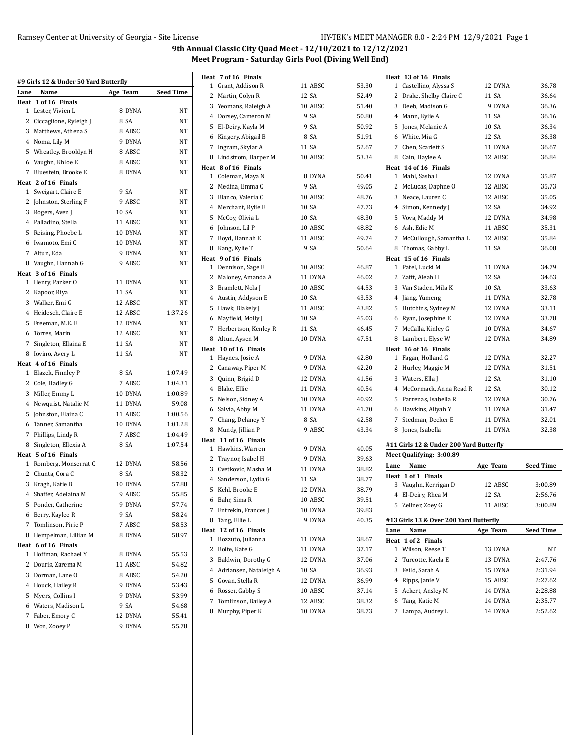## 9th Annual Classic City Quad Meet - 12/10/2021 to 12/12/2021

### Meet Program - Saturday Girls Pool (Diving Well End)

#### #9 Girls 12 & Under 50 Yard Butterfly

| Lane | Name | Age | Team | Seed Time |
|---|---|---|---|---|
| **Heat 1 of 16 Finals** | | | | |
| 1 | Lester, Vivien L | 8 | DYNA | NT |
| 2 | Ciccaglione, Ryleigh J | 8 | SA | NT |
| 3 | Matthews, Athena S | 8 | ABSC | NT |
| 4 | Noma, Lily M | 9 | DYNA | NT |
| 5 | Wheatley, Brooklyn H | 8 | ABSC | NT |
| 6 | Vaughn, Khloe E | 8 | ABSC | NT |
| 7 | Bluestein, Brooke E | 8 | DYNA | NT |
| **Heat 2 of 16 Finals** | | | | |
| 1 | Sweigart, Claire E | 9 | SA | NT |
| 2 | Johnston, Sterling F | 9 | ABSC | NT |
| 3 | Rogers, Aven J | 10 | SA | NT |
| 4 | Palladino, Stella | 11 | ABSC | NT |
| 5 | Reising, Phoebe L | 10 | DYNA | NT |
| 6 | Iwamoto, Emi C | 10 | DYNA | NT |
| 7 | Altun, Eda | 9 | DYNA | NT |
| 8 | Vaughn, Hannah G | 9 | ABSC | NT |
| **Heat 3 of 16 Finals** | | | | |
| 1 | Henry, Parker O | 11 | DYNA | NT |
| 2 | Kapoor, Riya | 11 | SA | NT |
| 3 | Walker, Emi G | 12 | ABSC | NT |
| 4 | Heidesch, Claire E | 12 | ABSC | 1:37.26 |
| 5 | Freeman, M.E. E | 12 | DYNA | NT |
| 6 | Torres, Marin | 12 | ABSC | NT |
| 7 | Singleton, Ellaina E | 11 | SA | NT |
| 8 | Iovino, Avery L | 11 | SA | NT |
| **Heat 4 of 16 Finals** | | | | |
| 1 | Blazek, Finnley P | 8 | SA | 1:07.49 |
| 2 | Cole, Hadley G | 7 | ABSC | 1:04.31 |
| 3 | Miller, Emmy L | 10 | DYNA | 1:00.89 |
| 4 | Newquist, Natalie M | 11 | DYNA | 59.08 |
| 5 | Johnston, Elaina C | 11 | ABSC | 1:00.56 |
| 6 | Tanner, Samantha | 10 | DYNA | 1:01.28 |
| 7 | Phillips, Lindy R | 7 | ABSC | 1:04.49 |
| 8 | Singleton, Ellexia A | 8 | SA | 1:07.54 |
| **Heat 5 of 16 Finals** | | | | |
| 1 | Romberg, Monserrat C | 12 | DYNA | 58.56 |
| 2 | Chunta, Cora C | 8 | SA | 58.32 |
| 3 | Kragh, Katie B | 10 | DYNA | 57.88 |
| 4 | Shaffer, Adelaina M | 9 | ABSC | 55.85 |
| 5 | Ponder, Catherine | 9 | DYNA | 57.74 |
| 6 | Berry, Kaylee R | 9 | SA | 58.24 |
| 7 | Tomlinson, Pirie P | 7 | ABSC | 58.53 |
| 8 | Hempelman, Lillian M | 8 | DYNA | 58.97 |
| **Heat 6 of 16 Finals** | | | | |
| 1 | Hoffman, Rachael Y | 8 | DYNA | 55.53 |
| 2 | Douris, Zarema M | 11 | ABSC | 54.82 |
| 3 | Dorman, Lane O | 8 | ABSC | 54.20 |
| 4 | Houck, Hailey R | 9 | DYNA | 53.43 |
| 5 | Myers, Collins I | 9 | DYNA | 53.99 |
| 6 | Waters, Madison L | 9 | SA | 54.68 |
| 7 | Faber, Emory C | 12 | DYNA | 55.41 |
| 8 | Won, Zooey P | 9 | DYNA | 55.78 |
| **Heat 7 of 16 Finals** | | | | |
| 1 | Grant, Addison R | 11 | ABSC | 53.30 |
| 2 | Martin, Colyn R | 12 | SA | 52.49 |
| 3 | Yeomans, Raleigh A | 10 | ABSC | 51.40 |
| 4 | Dorsey, Cameron M | 9 | SA | 50.80 |
| 5 | El-Deiry, Kayla M | 9 | SA | 50.92 |
| 6 | Kingery, Abigail B | 8 | SA | 51.91 |
| 7 | Ingram, Skylar A | 11 | SA | 52.67 |
| 8 | Lindstrom, Harper M | 10 | ABSC | 53.34 |
| **Heat 8 of 16 Finals** | | | | |
| 1 | Coleman, Maya N | 8 | DYNA | 50.41 |
| 2 | Medina, Emma C | 9 | SA | 49.05 |
| 3 | Blanco, Valeria C | 10 | ABSC | 48.76 |
| 4 | Merchant, Rylie E | 10 | SA | 47.73 |
| 5 | McCoy, Olivia L | 10 | SA | 48.30 |
| 6 | Johnson, Lil P | 10 | ABSC | 48.82 |
| 7 | Boyd, Hannah E | 11 | ABSC | 49.74 |
| 8 | Kang, Kylie T | 9 | SA | 50.64 |
| **Heat 9 of 16 Finals** | | | | |
| 1 | Dennison, Sage E | 10 | ABSC | 46.87 |
| 2 | Maloney, Amanda A | 11 | DYNA | 46.02 |
| 3 | Bramlett, Nola J | 10 | ABSC | 44.53 |
| 4 | Austin, Addyson E | 10 | SA | 43.53 |
| 5 | Hawk, Blakely J | 11 | ABSC | 43.82 |
| 6 | Mayfield, Molly J | 10 | SA | 45.03 |
| 7 | Herbertson, Kenley R | 11 | SA | 46.45 |
| 8 | Altun, Aysen M | 10 | DYNA | 47.51 |
| **Heat 10 of 16 Finals** | | | | |
| 1 | Haynes, Josie A | 9 | DYNA | 42.80 |
| 2 | Canaway, Piper M | 9 | DYNA | 42.20 |
| 3 | Quinn, Brigid D | 12 | DYNA | 41.56 |
| 4 | Blake, Ellie | 11 | DYNA | 40.54 |
| 5 | Nelson, Sidney A | 10 | DYNA | 40.92 |
| 6 | Salvia, Abby M | 11 | DYNA | 41.70 |
| 7 | Chang, Delaney Y | 8 | SA | 42.58 |
| 8 | Mundy, Jillian P | 9 | ABSC | 43.34 |
| **Heat 11 of 16 Finals** | | | | |
| 1 | Hawkins, Warren | 9 | DYNA | 40.05 |
| 2 | Traynor, Isabel H | 9 | DYNA | 39.63 |
| 3 | Cvetkovic, Masha M | 11 | DYNA | 38.82 |
| 4 | Sanderson, Lydia G | 11 | SA | 38.77 |
| 5 | Kehl, Brooke E | 12 | DYNA | 38.79 |
| 6 | Bahr, Sima R | 10 | ABSC | 39.51 |
| 7 | Entrekin, Frances J | 10 | DYNA | 39.83 |
| 8 | Tang, Ellie L | 9 | DYNA | 40.35 |
| **Heat 12 of 16 Finals** | | | | |
| 1 | Bozzuto, Julianna | 11 | DYNA | 38.67 |
| 2 | Bolte, Kate G | 11 | DYNA | 37.17 |
| 3 | Baldwin, Dorothy G | 12 | DYNA | 37.06 |
| 4 | Adriansen, Nataleigh A | 10 | SA | 36.93 |
| 5 | Govan, Stella R | 12 | DYNA | 36.99 |
| 6 | Rosser, Gabby S | 10 | ABSC | 37.14 |
| 7 | Tomlinson, Bailey A | 12 | ABSC | 38.32 |
| 8 | Murphy, Piper K | 10 | DYNA | 38.73 |
| **Heat 13 of 16 Finals** | | | | |
| 1 | Castellino, Alyssa S | 12 | DYNA | 36.78 |
| 2 | Drake, Shelby Claire C | 11 | SA | 36.64 |
| 3 | Deeb, Madison G | 9 | DYNA | 36.36 |
| 4 | Mann, Kylie A | 11 | SA | 36.16 |
| 5 | Jones, Melanie A | 10 | SA | 36.34 |
| 6 | White, Mia G | 12 | SA | 36.38 |
| 7 | Chen, Scarlett S | 11 | DYNA | 36.67 |
| 8 | Cain, Haylee A | 12 | ABSC | 36.84 |
| **Heat 14 of 16 Finals** | | | | |
| 1 | Mahl, Sasha I | 12 | DYNA | 35.87 |
| 2 | McLucas, Daphne O | 12 | ABSC | 35.73 |
| 3 | Neace, Lauren C | 12 | ABSC | 35.05 |
| 4 | Simon, Kennedy J | 12 | SA | 34.92 |
| 5 | Vova, Maddy M | 12 | DYNA | 34.98 |
| 6 | Ash, Edie M | 11 | ABSC | 35.31 |
| 7 | McCullough, Samantha L | 12 | ABSC | 35.84 |
| 8 | Thomas, Gabby L | 11 | SA | 36.08 |
| **Heat 15 of 16 Finals** | | | | |
| 1 | Patel, Lucki M | 11 | DYNA | 34.79 |
| 2 | Zafft, Aleah H | 12 | SA | 34.63 |
| 3 | Van Staden, Mila K | 10 | SA | 33.63 |
| 4 | Jiang, Yumeng | 11 | DYNA | 32.78 |
| 5 | Hutchins, Sydney M | 12 | DYNA | 33.11 |
| 6 | Ryan, Josephine E | 12 | DYNA | 33.78 |
| 7 | McCalla, Kinley G | 10 | DYNA | 34.67 |
| 8 | Lambert, Elyse W | 12 | DYNA | 34.89 |
| **Heat 16 of 16 Finals** | | | | |
| 1 | Fagan, Holland G | 12 | DYNA | 32.27 |
| 2 | Hurley, Maggie M | 12 | DYNA | 31.51 |
| 3 | Waters, Ella J | 12 | SA | 31.10 |
| 4 | McCormack, Anna Read R | 12 | SA | 30.12 |
| 5 | Parrenas, Isabella R | 12 | DYNA | 30.76 |
| 6 | Hawkins, Aliyah Y | 11 | DYNA | 31.47 |
| 7 | Stedman, Decker E | 11 | DYNA | 32.01 |
| 8 | Jones, Isabella | 11 | DYNA | 32.38 |

#### #11 Girls 12 & Under 200 Yard Butterfly

Meet Qualifying: 3:00.89

| Lane | Name | Age | Team | Seed Time |
|---|---|---|---|---|
| **Heat 1 of 1 Finals** | | | | |
| 3 | Vaughn, Kerrigan D | 12 | ABSC | 3:00.89 |
| 4 | El-Deiry, Rhea M | 12 | SA | 2:56.76 |
| 5 | Zellner, Zoey G | 11 | ABSC | 3:00.89 |

#### #13 Girls 13 & Over 200 Yard Butterfly

| Lane | Name | Age | Team | Seed Time |
|---|---|---|---|---|
| **Heat 1 of 2 Finals** | | | | |
| 1 | Wilson, Reese T | 13 | DYNA | NT |
| 2 | Turcotte, Kaela E | 13 | DYNA | 2:47.76 |
| 3 | Feild, Sarah A | 15 | DYNA | 2:31.94 |
| 4 | Ripps, Janie V | 15 | ABSC | 2:27.62 |
| 5 | Ackert, Ansley M | 14 | DYNA | 2:28.88 |
| 6 | Tang, Katie M | 14 | DYNA | 2:35.77 |
| 7 | Lampa, Audrey L | 14 | DYNA | 2:52.62 |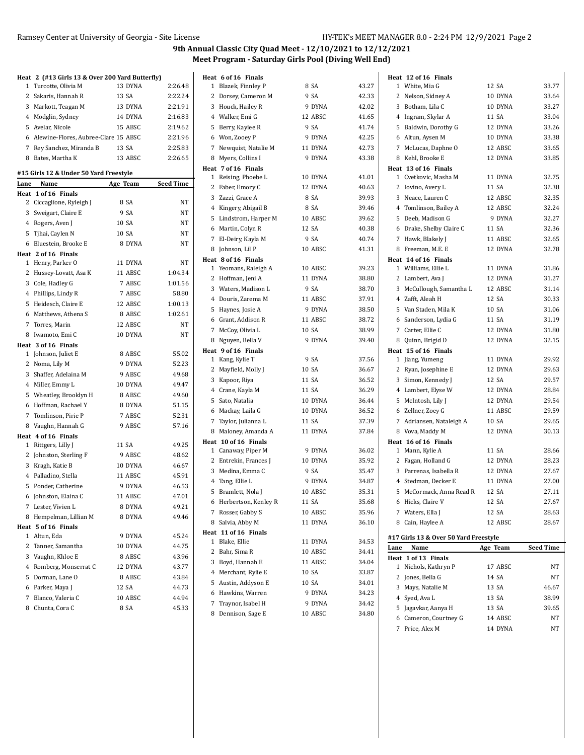# 9th Annual Classic City Quad Meet - 12/10/2021 to 12/12/2021

## Meet Program - Saturday Girls Pool (Diving Well End)

**Heat 2 (#13 Girls 13 & Over 200 Yard Butterfly)**

| Lane | Name | Age | Team | Seed Time |
|---|---|---|---|---|
| 1 | Turcotte, Olivia M | 13 | DYNA | 2:26.48 |
| 2 | Sakaris, Hannah R | 13 | SA | 2:22.24 |
| 3 | Markott, Teagan M | 13 | DYNA | 2:21.91 |
| 4 | Modglin, Sydney | 14 | DYNA | 2:16.83 |
| 5 | Avelar, Nicole | 15 | ABSC | 2:19.62 |
| 6 | Alewine-Flores, Aubree-Clare | 15 | ABSC | 2:21.96 |
| 7 | Rey Sanchez, Miranda B | 13 | SA | 2:25.83 |
| 8 | Bates, Martha K | 13 | ABSC | 2:26.65 |

### #15 Girls 12 & Under 50 Yard Freestyle

| Lane | Name | Age | Team | Seed Time |
|---|---|---|---|---|
| **Heat 1 of 16 Finals** | | | | |
| 2 | Ciccaglione, Ryleigh J | 8 | SA | NT |
| 3 | Sweigart, Claire E | 9 | SA | NT |
| 4 | Rogers, Aven J | 10 | SA | NT |
| 5 | Tjhai, Caylen N | 10 | SA | NT |
| 6 | Bluestein, Brooke E | 8 | DYNA | NT |
| **Heat 2 of 16 Finals** | | | | |
| 1 | Henry, Parker O | 11 | DYNA | NT |
| 2 | Hussey-Lovatt, Asa K | 11 | ABSC | 1:04.34 |
| 3 | Cole, Hadley G | 7 | ABSC | 1:01.56 |
| 4 | Phillips, Lindy R | 7 | ABSC | 58.80 |
| 5 | Heidesch, Claire E | 12 | ABSC | 1:00.13 |
| 6 | Matthews, Athena S | 8 | ABSC | 1:02.61 |
| 7 | Torres, Marin | 12 | ABSC | NT |
| 8 | Iwamoto, Emi C | 10 | DYNA | NT |
| **Heat 3 of 16 Finals** | | | | |
| 1 | Johnson, Juliet E | 8 | ABSC | 55.02 |
| 2 | Noma, Lily M | 9 | DYNA | 52.23 |
| 3 | Shaffer, Adelaina M | 9 | ABSC | 49.68 |
| 4 | Miller, Emmy L | 10 | DYNA | 49.47 |
| 5 | Wheatley, Brooklyn H | 8 | ABSC | 49.60 |
| 6 | Hoffman, Rachael Y | 8 | DYNA | 51.15 |
| 7 | Tomlinson, Pirie P | 7 | ABSC | 52.31 |
| 8 | Vaughn, Hannah G | 9 | ABSC | 57.16 |
| **Heat 4 of 16 Finals** | | | | |
| 1 | Rittgers, Lilly J | 11 | SA | 49.25 |
| 2 | Johnston, Sterling F | 9 | ABSC | 48.62 |
| 3 | Kragh, Katie B | 10 | DYNA | 46.67 |
| 4 | Palladino, Stella | 11 | ABSC | 45.91 |
| 5 | Ponder, Catherine | 9 | DYNA | 46.53 |
| 6 | Johnston, Elaina C | 11 | ABSC | 47.01 |
| 7 | Lester, Vivien L | 8 | DYNA | 49.21 |
| 8 | Hempelman, Lillian M | 8 | DYNA | 49.46 |
| **Heat 5 of 16 Finals** | | | | |
| 1 | Altun, Eda | 9 | DYNA | 45.24 |
| 2 | Tanner, Samantha | 10 | DYNA | 44.75 |
| 3 | Vaughn, Khloe E | 8 | ABSC | 43.96 |
| 4 | Romberg, Monserrat C | 12 | DYNA | 43.77 |
| 5 | Dorman, Lane O | 8 | ABSC | 43.84 |
| 6 | Parker, Maya J | 12 | SA | 44.73 |
| 7 | Blanco, Valeria C | 10 | ABSC | 44.94 |
| 8 | Chunta, Cora C | 8 | SA | 45.33 |
| **Heat 6 of 16 Finals** | | | | |
| 1 | Blazek, Finnley P | 8 | SA | 43.27 |
| 2 | Dorsey, Cameron M | 9 | SA | 42.33 |
| 3 | Houck, Hailey R | 9 | DYNA | 42.02 |
| 4 | Walker, Emi G | 12 | ABSC | 41.65 |
| 5 | Berry, Kaylee R | 9 | SA | 41.74 |
| 6 | Won, Zooey P | 9 | DYNA | 42.25 |
| 7 | Newquist, Natalie M | 11 | DYNA | 42.73 |
| 8 | Myers, Collins I | 9 | DYNA | 43.38 |
| **Heat 7 of 16 Finals** | | | | |
| 1 | Reising, Phoebe L | 10 | DYNA | 41.01 |
| 2 | Faber, Emory C | 12 | DYNA | 40.63 |
| 3 | Zazzi, Grace A | 8 | SA | 39.93 |
| 4 | Kingery, Abigail B | 8 | SA | 39.46 |
| 5 | Lindstrom, Harper M | 10 | ABSC | 39.62 |
| 6 | Martin, Colyn R | 12 | SA | 40.38 |
| 7 | El-Deiry, Kayla M | 9 | SA | 40.74 |
| 8 | Johnson, Lil P | 10 | ABSC | 41.31 |
| **Heat 8 of 16 Finals** | | | | |
| 1 | Yeomans, Raleigh A | 10 | ABSC | 39.23 |
| 2 | Hoffman, Jeni A | 11 | DYNA | 38.80 |
| 3 | Waters, Madison L | 9 | SA | 38.70 |
| 4 | Douris, Zarema M | 11 | ABSC | 37.91 |
| 5 | Haynes, Josie A | 9 | DYNA | 38.50 |
| 6 | Grant, Addison R | 11 | ABSC | 38.72 |
| 7 | McCoy, Olivia L | 10 | SA | 38.99 |
| 8 | Nguyen, Bella V | 9 | DYNA | 39.40 |
| **Heat 9 of 16 Finals** | | | | |
| 1 | Kang, Kylie T | 9 | SA | 37.56 |
| 2 | Mayfield, Molly J | 10 | SA | 36.67 |
| 3 | Kapoor, Riya | 11 | SA | 36.52 |
| 4 | Crane, Kayla M | 11 | SA | 36.29 |
| 5 | Sato, Natalia | 10 | DYNA | 36.44 |
| 6 | Mackay, Laila G | 10 | DYNA | 36.52 |
| 7 | Taylor, Julianna L | 11 | SA | 37.39 |
| 8 | Maloney, Amanda A | 11 | DYNA | 37.84 |
| **Heat 10 of 16 Finals** | | | | |
| 1 | Canaway, Piper M | 9 | DYNA | 36.02 |
| 2 | Entrekin, Frances J | 10 | DYNA | 35.92 |
| 3 | Medina, Emma C | 9 | SA | 35.47 |
| 4 | Tang, Ellie L | 9 | DYNA | 34.87 |
| 5 | Bramlett, Nola J | 10 | ABSC | 35.31 |
| 6 | Herbertson, Kenley R | 11 | SA | 35.68 |
| 7 | Rosser, Gabby S | 10 | ABSC | 35.96 |
| 8 | Salvia, Abby M | 11 | DYNA | 36.10 |
| **Heat 11 of 16 Finals** | | | | |
| 1 | Blake, Ellie | 11 | DYNA | 34.53 |
| 2 | Bahr, Sima R | 10 | ABSC | 34.41 |
| 3 | Boyd, Hannah E | 11 | ABSC | 34.04 |
| 4 | Merchant, Rylie E | 10 | SA | 33.87 |
| 5 | Austin, Addyson E | 10 | SA | 34.01 |
| 6 | Hawkins, Warren | 9 | DYNA | 34.23 |
| 7 | Traynor, Isabel H | 9 | DYNA | 34.42 |
| 8 | Dennison, Sage E | 10 | ABSC | 34.80 |
| **Heat 12 of 16 Finals** | | | | |
| 1 | White, Mia G | 12 | SA | 33.77 |
| 2 | Nelson, Sidney A | 10 | DYNA | 33.64 |
| 3 | Botham, Lila C | 10 | DYNA | 33.27 |
| 4 | Ingram, Skylar A | 11 | SA | 33.04 |
| 5 | Baldwin, Dorothy G | 12 | DYNA | 33.26 |
| 6 | Altun, Aysen M | 10 | DYNA | 33.38 |
| 7 | McLucas, Daphne O | 12 | ABSC | 33.65 |
| 8 | Kehl, Brooke E | 12 | DYNA | 33.85 |
| **Heat 13 of 16 Finals** | | | | |
| 1 | Cvetkovic, Masha M | 11 | DYNA | 32.75 |
| 2 | Iovino, Avery L | 11 | SA | 32.38 |
| 3 | Neace, Lauren C | 12 | ABSC | 32.35 |
| 4 | Tomlinson, Bailey A | 12 | ABSC | 32.24 |
| 5 | Deeb, Madison G | 9 | DYNA | 32.27 |
| 6 | Drake, Shelby Claire C | 11 | SA | 32.36 |
| 7 | Hawk, Blakely J | 11 | ABSC | 32.65 |
| 8 | Freeman, M.E. E | 12 | DYNA | 32.78 |
| **Heat 14 of 16 Finals** | | | | |
| 1 | Williams, Ellie L | 11 | DYNA | 31.86 |
| 2 | Lambert, Ava J | 12 | DYNA | 31.27 |
| 3 | McCullough, Samantha L | 12 | ABSC | 31.14 |
| 4 | Zafft, Aleah H | 12 | SA | 30.33 |
| 5 | Van Staden, Mila K | 10 | SA | 31.06 |
| 6 | Sanderson, Lydia G | 11 | SA | 31.19 |
| 7 | Carter, Ellie C | 12 | DYNA | 31.80 |
| 8 | Quinn, Brigid D | 12 | DYNA | 32.15 |
| **Heat 15 of 16 Finals** | | | | |
| 1 | Jiang, Yumeng | 11 | DYNA | 29.92 |
| 2 | Ryan, Josephine E | 12 | DYNA | 29.63 |
| 3 | Simon, Kennedy J | 12 | SA | 29.57 |
| 4 | Lambert, Elyse W | 12 | DYNA | 28.84 |
| 5 | McIntosh, Lily J | 12 | DYNA | 29.54 |
| 6 | Zellner, Zoey G | 11 | ABSC | 29.59 |
| 7 | Adriansen, Nataleigh A | 10 | SA | 29.65 |
| 8 | Vova, Maddy M | 12 | DYNA | 30.13 |
| **Heat 16 of 16 Finals** | | | | |
| 1 | Mann, Kylie A | 11 | SA | 28.66 |
| 2 | Fagan, Holland G | 12 | DYNA | 28.23 |
| 3 | Parrenas, Isabella R | 12 | DYNA | 27.67 |
| 4 | Stedman, Decker E | 11 | DYNA | 27.00 |
| 5 | McCormack, Anna Read R | 12 | SA | 27.11 |
| 6 | Hicks, Claire V | 12 | SA | 27.67 |
| 7 | Waters, Ella J | 12 | SA | 28.63 |
| 8 | Cain, Haylee A | 12 | ABSC | 28.67 |

### #17 Girls 13 & Over 50 Yard Freestyle

| Lane | Name | Age | Team | Seed Time |
|---|---|---|---|---|
| **Heat 1 of 13 Finals** | | | | |
| 1 | Nichols, Kathryn P | 17 | ABSC | NT |
| 2 | Jones, Bella G | 14 | SA | NT |
| 3 | Mays, Natalie M | 13 | SA | 46.67 |
| 4 | Syed, Ava L | 13 | SA | 38.99 |
| 5 | Jagavkar, Aanya H | 13 | SA | 39.65 |
| 6 | Cameron, Courtney G | 14 | ABSC | NT |
| 7 | Price, Alex M | 14 | DYNA | NT |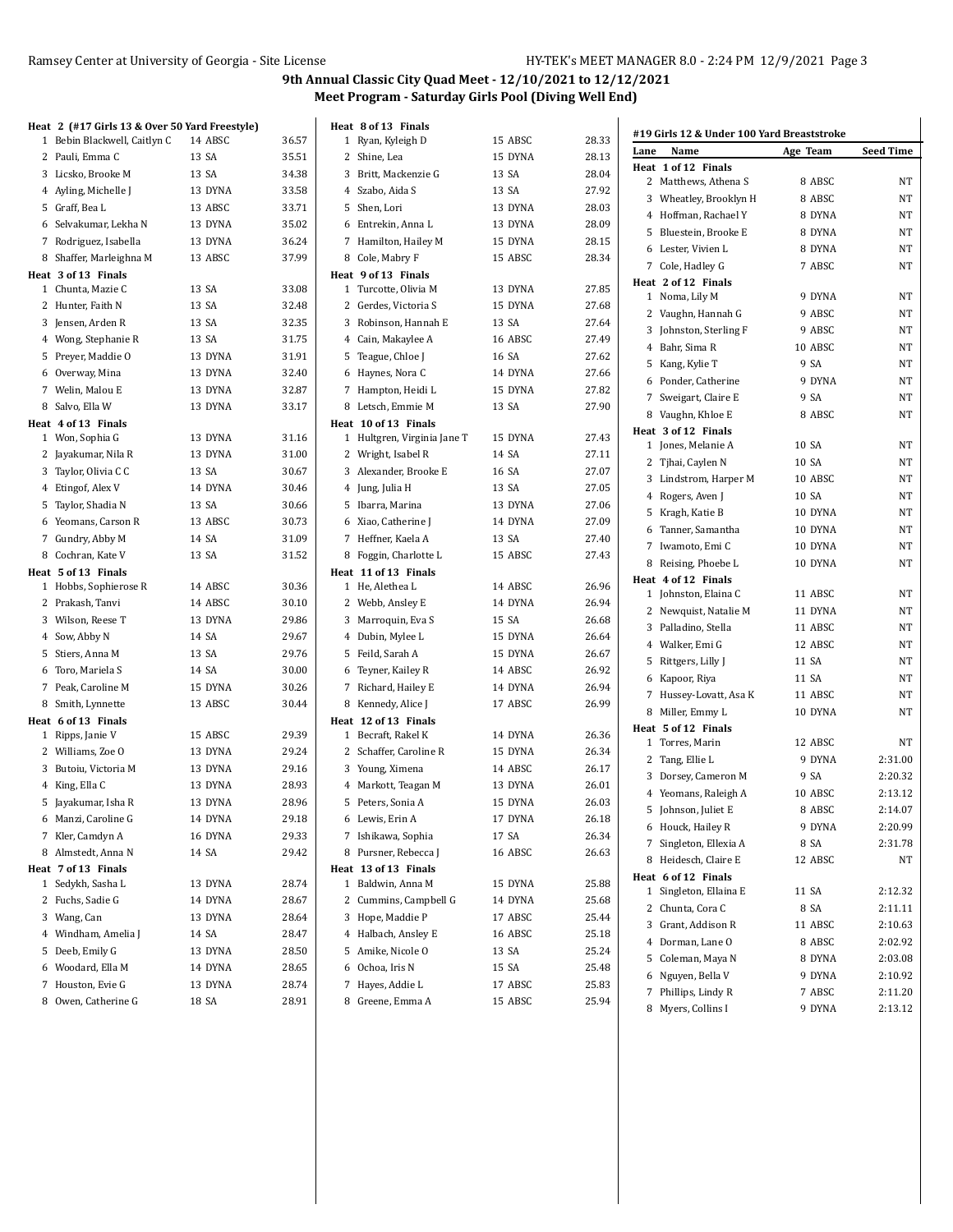# 9th Annual Classic City Quad Meet - 12/10/2021 to 12/12/2021

## Meet Program - Saturday Girls Pool (Diving Well End)

### Heat 2 (#17 Girls 13 & Over 50 Yard Freestyle)

| Lane | Name | Age | Team | Seed Time |
|---|---|---|---|---|
| 1 | Bebin Blackwell, Caitlyn C | 14 | ABSC | 36.57 |
| 2 | Pauli, Emma C | 13 | SA | 35.51 |
| 3 | Licsko, Brooke M | 13 | SA | 34.38 |
| 4 | Ayling, Michelle J | 13 | DYNA | 33.58 |
| 5 | Graff, Bea L | 13 | ABSC | 33.71 |
| 6 | Selvakumar, Lekha N | 13 | DYNA | 35.02 |
| 7 | Rodriguez, Isabella | 13 | DYNA | 36.24 |
| 8 | Shaffer, Marleighna M | 13 | ABSC | 37.99 |

### Heat 3 of 13 Finals

| Lane | Name | Age | Team | Seed Time |
|---|---|---|---|---|
| 1 | Chunta, Mazie C | 13 | SA | 33.08 |
| 2 | Hunter, Faith N | 13 | SA | 32.48 |
| 3 | Jensen, Arden R | 13 | SA | 32.35 |
| 4 | Wong, Stephanie R | 13 | SA | 31.75 |
| 5 | Preyer, Maddie O | 13 | DYNA | 31.91 |
| 6 | Overway, Mina | 13 | DYNA | 32.40 |
| 7 | Welin, Malou E | 13 | DYNA | 32.87 |
| 8 | Salvo, Ella W | 13 | DYNA | 33.17 |

### Heat 4 of 13 Finals

| Lane | Name | Age | Team | Seed Time |
|---|---|---|---|---|
| 1 | Won, Sophia G | 13 | DYNA | 31.16 |
| 2 | Jayakumar, Nila R | 13 | DYNA | 31.00 |
| 3 | Taylor, Olivia C C | 13 | SA | 30.67 |
| 4 | Etingof, Alex V | 14 | DYNA | 30.46 |
| 5 | Taylor, Shadia N | 13 | SA | 30.66 |
| 6 | Yeomans, Carson R | 13 | ABSC | 30.73 |
| 7 | Gundry, Abby M | 14 | SA | 31.09 |
| 8 | Cochran, Kate V | 13 | SA | 31.52 |

### Heat 5 of 13 Finals

| Lane | Name | Age | Team | Seed Time |
|---|---|---|---|---|
| 1 | Hobbs, Sophierose R | 14 | ABSC | 30.36 |
| 2 | Prakash, Tanvi | 14 | ABSC | 30.10 |
| 3 | Wilson, Reese T | 13 | DYNA | 29.86 |
| 4 | Sow, Abby N | 14 | SA | 29.67 |
| 5 | Stiers, Anna M | 13 | SA | 29.76 |
| 6 | Toro, Mariela S | 14 | SA | 30.00 |
| 7 | Peak, Caroline M | 15 | DYNA | 30.26 |
| 8 | Smith, Lynnette | 13 | ABSC | 30.44 |

### Heat 6 of 13 Finals

| Lane | Name | Age | Team | Seed Time |
|---|---|---|---|---|
| 1 | Ripps, Janie V | 15 | ABSC | 29.39 |
| 2 | Williams, Zoe O | 13 | DYNA | 29.24 |
| 3 | Butoiu, Victoria M | 13 | DYNA | 29.16 |
| 4 | King, Ella C | 13 | DYNA | 28.93 |
| 5 | Jayakumar, Isha R | 13 | DYNA | 28.96 |
| 6 | Manzi, Caroline G | 14 | DYNA | 29.18 |
| 7 | Kler, Camdyn A | 16 | DYNA | 29.33 |
| 8 | Almstedt, Anna N | 14 | SA | 29.42 |

### Heat 7 of 13 Finals

| Lane | Name | Age | Team | Seed Time |
|---|---|---|---|---|
| 1 | Sedykh, Sasha L | 13 | DYNA | 28.74 |
| 2 | Fuchs, Sadie G | 14 | DYNA | 28.67 |
| 3 | Wang, Can | 13 | DYNA | 28.64 |
| 4 | Windham, Amelia J | 14 | SA | 28.47 |
| 5 | Deeb, Emily G | 13 | DYNA | 28.50 |
| 6 | Woodard, Ella M | 14 | DYNA | 28.65 |
| 7 | Houston, Evie G | 13 | DYNA | 28.74 |
| 8 | Owen, Catherine G | 18 | SA | 28.91 |

### Heat 8 of 13 Finals

| Lane | Name | Age | Team | Seed Time |
|---|---|---|---|---|
| 1 | Ryan, Kyleigh D | 15 | ABSC | 28.33 |
| 2 | Shine, Lea | 15 | DYNA | 28.13 |
| 3 | Britt, Mackenzie G | 13 | SA | 28.04 |
| 4 | Szabo, Aida S | 13 | SA | 27.92 |
| 5 | Shen, Lori | 13 | DYNA | 28.03 |
| 6 | Entrekin, Anna L | 13 | DYNA | 28.09 |
| 7 | Hamilton, Hailey M | 15 | DYNA | 28.15 |
| 8 | Cole, Mabry F | 15 | ABSC | 28.34 |

### Heat 9 of 13 Finals

| Lane | Name | Age | Team | Seed Time |
|---|---|---|---|---|
| 1 | Turcotte, Olivia M | 13 | DYNA | 27.85 |
| 2 | Gerdes, Victoria S | 15 | DYNA | 27.68 |
| 3 | Robinson, Hannah E | 13 | SA | 27.64 |
| 4 | Cain, Makaylee A | 16 | ABSC | 27.49 |
| 5 | Teague, Chloe J | 16 | SA | 27.62 |
| 6 | Haynes, Nora C | 14 | DYNA | 27.66 |
| 7 | Hampton, Heidi L | 15 | DYNA | 27.82 |
| 8 | Letsch, Emmie M | 13 | SA | 27.90 |

### Heat 10 of 13 Finals

| Lane | Name | Age | Team | Seed Time |
|---|---|---|---|---|
| 1 | Hultgren, Virginia Jane T | 15 | DYNA | 27.43 |
| 2 | Wright, Isabel R | 14 | SA | 27.11 |
| 3 | Alexander, Brooke E | 16 | SA | 27.07 |
| 4 | Jung, Julia H | 13 | SA | 27.05 |
| 5 | Ibarra, Marina | 13 | DYNA | 27.06 |
| 6 | Xiao, Catherine J | 14 | DYNA | 27.09 |
| 7 | Heffner, Kaela A | 13 | SA | 27.40 |
| 8 | Foggin, Charlotte L | 15 | ABSC | 27.43 |

### Heat 11 of 13 Finals

| Lane | Name | Age | Team | Seed Time |
|---|---|---|---|---|
| 1 | He, Alethea L | 14 | ABSC | 26.96 |
| 2 | Webb, Ansley E | 14 | DYNA | 26.94 |
| 3 | Marroquin, Eva S | 15 | SA | 26.68 |
| 4 | Dubin, Mylee L | 15 | DYNA | 26.64 |
| 5 | Feild, Sarah A | 15 | DYNA | 26.67 |
| 6 | Teyner, Kailey R | 14 | ABSC | 26.92 |
| 7 | Richard, Hailey E | 14 | DYNA | 26.94 |
| 8 | Kennedy, Alice J | 17 | ABSC | 26.99 |

### Heat 12 of 13 Finals

| Lane | Name | Age | Team | Seed Time |
|---|---|---|---|---|
| 1 | Becraft, Rakel K | 14 | DYNA | 26.36 |
| 2 | Schaffer, Caroline R | 15 | DYNA | 26.34 |
| 3 | Young, Ximena | 14 | ABSC | 26.17 |
| 4 | Markott, Teagan M | 13 | DYNA | 26.01 |
| 5 | Peters, Sonia A | 15 | DYNA | 26.03 |
| 6 | Lewis, Erin A | 17 | DYNA | 26.18 |
| 7 | Ishikawa, Sophia | 17 | SA | 26.34 |
| 8 | Pursner, Rebecca J | 16 | ABSC | 26.63 |

### Heat 13 of 13 Finals

| Lane | Name | Age | Team | Seed Time |
|---|---|---|---|---|
| 1 | Baldwin, Anna M | 15 | DYNA | 25.88 |
| 2 | Cummins, Campbell G | 14 | DYNA | 25.68 |
| 3 | Hope, Maddie P | 17 | ABSC | 25.44 |
| 4 | Halbach, Ansley E | 16 | ABSC | 25.18 |
| 5 | Amike, Nicole O | 13 | SA | 25.24 |
| 6 | Ochoa, Iris N | 15 | SA | 25.48 |
| 7 | Hayes, Addie L | 17 | ABSC | 25.83 |
| 8 | Greene, Emma A | 15 | ABSC | 25.94 |

## #19 Girls 12 & Under 100 Yard Breaststroke

### Heat 1 of 12 Finals

| Lane | Name | Age | Team | Seed Time |
|---|---|---|---|---|
| 2 | Matthews, Athena S | 8 | ABSC | NT |
| 3 | Wheatley, Brooklyn H | 8 | ABSC | NT |
| 4 | Hoffman, Rachael Y | 8 | DYNA | NT |
| 5 | Bluestein, Brooke E | 8 | DYNA | NT |
| 6 | Lester, Vivien L | 8 | DYNA | NT |
| 7 | Cole, Hadley G | 7 | ABSC | NT |

### Heat 2 of 12 Finals

| Lane | Name | Age | Team | Seed Time |
|---|---|---|---|---|
| 1 | Noma, Lily M | 9 | DYNA | NT |
| 2 | Vaughn, Hannah G | 9 | ABSC | NT |
| 3 | Johnston, Sterling F | 9 | ABSC | NT |
| 4 | Bahr, Sima R | 10 | ABSC | NT |
| 5 | Kang, Kylie T | 9 | SA | NT |
| 6 | Ponder, Catherine | 9 | DYNA | NT |
| 7 | Sweigart, Claire E | 9 | SA | NT |
| 8 | Vaughn, Khloe E | 8 | ABSC | NT |

### Heat 3 of 12 Finals

| Lane | Name | Age | Team | Seed Time |
|---|---|---|---|---|
| 1 | Jones, Melanie A | 10 | SA | NT |
| 2 | Tjhai, Caylen N | 10 | SA | NT |
| 3 | Lindstrom, Harper M | 10 | ABSC | NT |
| 4 | Rogers, Aven J | 10 | SA | NT |
| 5 | Kragh, Katie B | 10 | DYNA | NT |
| 6 | Tanner, Samantha | 10 | DYNA | NT |
| 7 | Iwamoto, Emi C | 10 | DYNA | NT |
| 8 | Reising, Phoebe L | 10 | DYNA | NT |

### Heat 4 of 12 Finals

| Lane | Name | Age | Team | Seed Time |
|---|---|---|---|---|
| 1 | Johnston, Elaina C | 11 | ABSC | NT |
| 2 | Newquist, Natalie M | 11 | DYNA | NT |
| 3 | Palladino, Stella | 11 | ABSC | NT |
| 4 | Walker, Emi G | 12 | ABSC | NT |
| 5 | Rittgers, Lilly J | 11 | SA | NT |
| 6 | Kapoor, Riya | 11 | SA | NT |
| 7 | Hussey-Lovatt, Asa K | 11 | ABSC | NT |
| 8 | Miller, Emmy L | 10 | DYNA | NT |

### Heat 5 of 12 Finals

| Lane | Name | Age | Team | Seed Time |
|---|---|---|---|---|
| 1 | Torres, Marin | 12 | ABSC | NT |
| 2 | Tang, Ellie L | 9 | DYNA | 2:31.00 |
| 3 | Dorsey, Cameron M | 9 | SA | 2:20.32 |
| 4 | Yeomans, Raleigh A | 10 | ABSC | 2:13.12 |
| 5 | Johnson, Juliet E | 8 | ABSC | 2:14.07 |
| 6 | Houck, Hailey R | 9 | DYNA | 2:20.99 |
| 7 | Singleton, Ellexia A | 8 | SA | 2:31.78 |
| 8 | Heidesch, Claire E | 12 | ABSC | NT |

### Heat 6 of 12 Finals

| Lane | Name | Age | Team | Seed Time |
|---|---|---|---|---|
| 1 | Singleton, Ellaina E | 11 | SA | 2:12.32 |
| 2 | Chunta, Cora C | 8 | SA | 2:11.11 |
| 3 | Grant, Addison R | 11 | ABSC | 2:10.63 |
| 4 | Dorman, Lane O | 8 | ABSC | 2:02.92 |
| 5 | Coleman, Maya N | 8 | DYNA | 2:03.08 |
| 6 | Nguyen, Bella V | 9 | DYNA | 2:10.92 |
| 7 | Phillips, Lindy R | 7 | ABSC | 2:11.20 |
| 8 | Myers, Collins I | 9 | DYNA | 2:13.12 |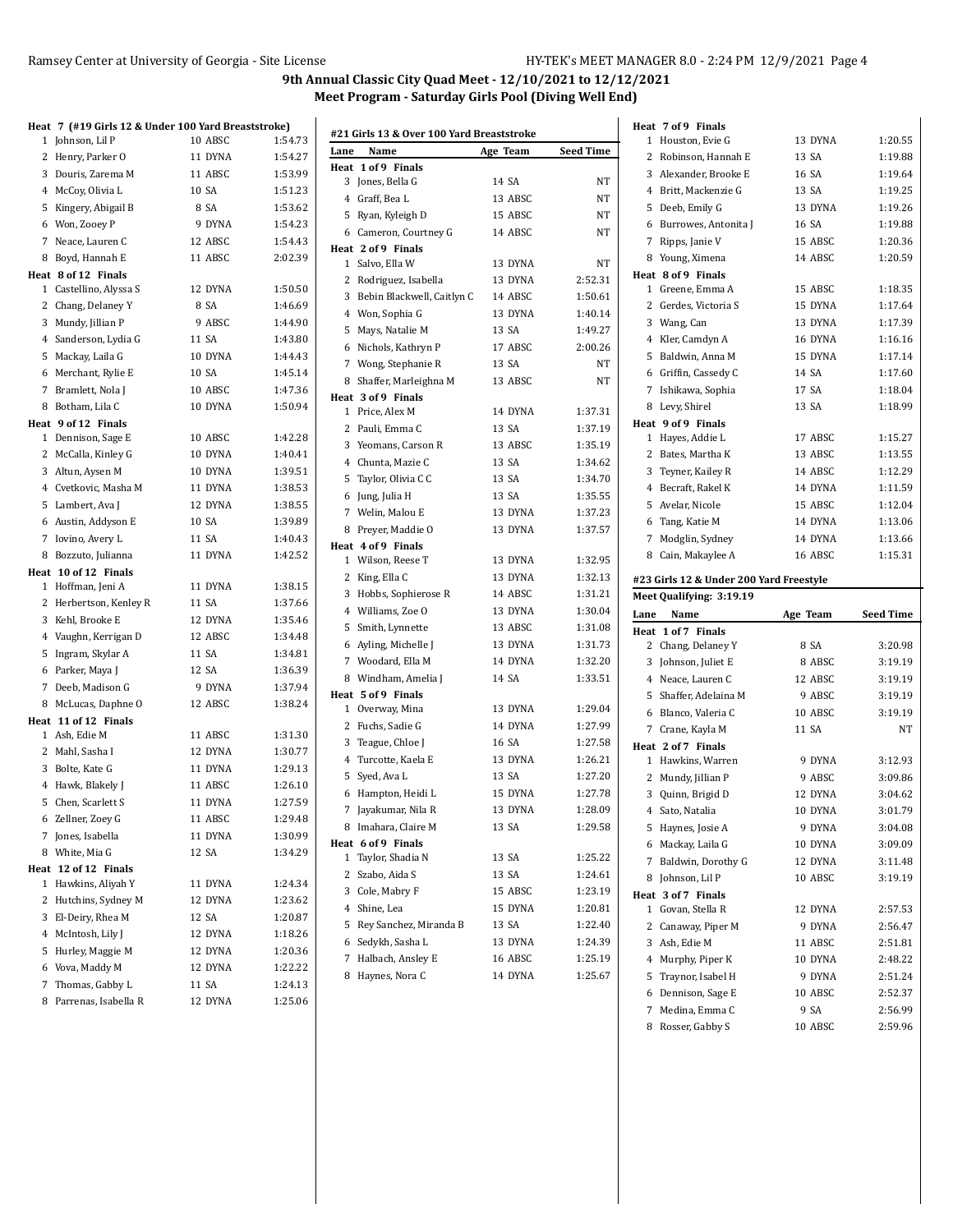# 9th Annual Classic City Quad Meet - 12/10/2021 to 12/12/2021

## Meet Program - Saturday Girls Pool (Diving Well End)

**Heat 7 (#19 Girls 12 & Under 100 Yard Breaststroke)**

| Lane | Name | Age | Team | Seed Time |
|---|---|---|---|---|
| 1 | Johnson, Lil P | 10 | ABSC | 1:54.73 |
| 2 | Henry, Parker O | 11 | DYNA | 1:54.27 |
| 3 | Douris, Zarema M | 11 | ABSC | 1:53.99 |
| 4 | McCoy, Olivia L | 10 | SA | 1:51.23 |
| 5 | Kingery, Abigail B | 8 | SA | 1:53.62 |
| 6 | Won, Zooey P | 9 | DYNA | 1:54.23 |
| 7 | Neace, Lauren C | 12 | ABSC | 1:54.43 |
| 8 | Boyd, Hannah E | 11 | ABSC | 2:02.39 |

**Heat 8 of 12 Finals**

| Lane | Name | Age | Team | Seed Time |
|---|---|---|---|---|
| 1 | Castellino, Alyssa S | 12 | DYNA | 1:50.50 |
| 2 | Chang, Delaney Y | 8 | SA | 1:46.69 |
| 3 | Mundy, Jillian P | 9 | ABSC | 1:44.90 |
| 4 | Sanderson, Lydia G | 11 | SA | 1:43.80 |
| 5 | Mackay, Laila G | 10 | DYNA | 1:44.43 |
| 6 | Merchant, Rylie E | 10 | SA | 1:45.14 |
| 7 | Bramlett, Nola J | 10 | ABSC | 1:47.36 |
| 8 | Botham, Lila C | 10 | DYNA | 1:50.94 |

**Heat 9 of 12 Finals**

| Lane | Name | Age | Team | Seed Time |
|---|---|---|---|---|
| 1 | Dennison, Sage E | 10 | ABSC | 1:42.28 |
| 2 | McCalla, Kinley G | 10 | DYNA | 1:40.41 |
| 3 | Altun, Aysen M | 10 | DYNA | 1:39.51 |
| 4 | Cvetkovic, Masha M | 11 | DYNA | 1:38.53 |
| 5 | Lambert, Ava J | 12 | DYNA | 1:38.55 |
| 6 | Austin, Addyson E | 10 | SA | 1:39.89 |
| 7 | Iovino, Avery L | 11 | SA | 1:40.43 |
| 8 | Bozzuto, Julianna | 11 | DYNA | 1:42.52 |

**Heat 10 of 12 Finals**

| Lane | Name | Age | Team | Seed Time |
|---|---|---|---|---|
| 1 | Hoffman, Jeni A | 11 | DYNA | 1:38.15 |
| 2 | Herbertson, Kenley R | 11 | SA | 1:37.66 |
| 3 | Kehl, Brooke E | 12 | DYNA | 1:35.46 |
| 4 | Vaughn, Kerrigan D | 12 | ABSC | 1:34.48 |
| 5 | Ingram, Skylar A | 11 | SA | 1:34.81 |
| 6 | Parker, Maya J | 12 | SA | 1:36.39 |
| 7 | Deeb, Madison G | 9 | DYNA | 1:37.94 |
| 8 | McLucas, Daphne O | 12 | ABSC | 1:38.24 |

**Heat 11 of 12 Finals**

| Lane | Name | Age | Team | Seed Time |
|---|---|---|---|---|
| 1 | Ash, Edie M | 11 | ABSC | 1:31.30 |
| 2 | Mahl, Sasha I | 12 | DYNA | 1:30.77 |
| 3 | Bolte, Kate G | 11 | DYNA | 1:29.13 |
| 4 | Hawk, Blakely J | 11 | ABSC | 1:26.10 |
| 5 | Chen, Scarlett S | 11 | DYNA | 1:27.59 |
| 6 | Zellner, Zoey G | 11 | ABSC | 1:29.48 |
| 7 | Jones, Isabella | 11 | DYNA | 1:30.99 |
| 8 | White, Mia G | 12 | SA | 1:34.29 |

**Heat 12 of 12 Finals**

| Lane | Name | Age | Team | Seed Time |
|---|---|---|---|---|
| 1 | Hawkins, Aliyah Y | 11 | DYNA | 1:24.34 |
| 2 | Hutchins, Sydney M | 12 | DYNA | 1:23.62 |
| 3 | El-Deiry, Rhea M | 12 | SA | 1:20.87 |
| 4 | McIntosh, Lily J | 12 | DYNA | 1:18.26 |
| 5 | Hurley, Maggie M | 12 | DYNA | 1:20.36 |
| 6 | Vova, Maddy M | 12 | DYNA | 1:22.22 |
| 7 | Thomas, Gabby L | 11 | SA | 1:24.13 |
| 8 | Parrenas, Isabella R | 12 | DYNA | 1:25.06 |

### #21 Girls 13 & Over 100 Yard Breaststroke

**Heat 1 of 9 Finals**

| Lane | Name | Age | Team | Seed Time |
|---|---|---|---|---|
| 3 | Jones, Bella G | 14 | SA | NT |
| 4 | Graff, Bea L | 13 | ABSC | NT |
| 5 | Ryan, Kyleigh D | 15 | ABSC | NT |
| 6 | Cameron, Courtney G | 14 | ABSC | NT |

**Heat 2 of 9 Finals**

| Lane | Name | Age | Team | Seed Time |
|---|---|---|---|---|
| 1 | Salvo, Ella W | 13 | DYNA | NT |
| 2 | Rodriguez, Isabella | 13 | DYNA | 2:52.31 |
| 3 | Bebin Blackwell, Caitlyn C | 14 | ABSC | 1:50.61 |
| 4 | Won, Sophia G | 13 | DYNA | 1:40.14 |
| 5 | Mays, Natalie M | 13 | SA | 1:49.27 |
| 6 | Nichols, Kathryn P | 17 | ABSC | 2:00.26 |
| 7 | Wong, Stephanie R | 13 | SA | NT |
| 8 | Shaffer, Marleighna M | 13 | ABSC | NT |

**Heat 3 of 9 Finals**

| Lane | Name | Age | Team | Seed Time |
|---|---|---|---|---|
| 1 | Price, Alex M | 14 | DYNA | 1:37.31 |
| 2 | Pauli, Emma C | 13 | SA | 1:37.19 |
| 3 | Yeomans, Carson R | 13 | ABSC | 1:35.19 |
| 4 | Chunta, Mazie C | 13 | SA | 1:34.62 |
| 5 | Taylor, Olivia C C | 13 | SA | 1:34.70 |
| 6 | Jung, Julia H | 13 | SA | 1:35.55 |
| 7 | Welin, Malou E | 13 | DYNA | 1:37.23 |
| 8 | Preyer, Maddie O | 13 | DYNA | 1:37.57 |

**Heat 4 of 9 Finals**

| Lane | Name | Age | Team | Seed Time |
|---|---|---|---|---|
| 1 | Wilson, Reese T | 13 | DYNA | 1:32.95 |
| 2 | King, Ella C | 13 | DYNA | 1:32.13 |
| 3 | Hobbs, Sophierose R | 14 | ABSC | 1:31.21 |
| 4 | Williams, Zoe O | 13 | DYNA | 1:30.04 |
| 5 | Smith, Lynnette | 13 | ABSC | 1:31.08 |
| 6 | Ayling, Michelle J | 13 | DYNA | 1:31.73 |
| 7 | Woodard, Ella M | 14 | DYNA | 1:32.20 |
| 8 | Windham, Amelia J | 14 | SA | 1:33.51 |

**Heat 5 of 9 Finals**

| Lane | Name | Age | Team | Seed Time |
|---|---|---|---|---|
| 1 | Overway, Mina | 13 | DYNA | 1:29.04 |
| 2 | Fuchs, Sadie G | 14 | DYNA | 1:27.99 |
| 3 | Teague, Chloe J | 16 | SA | 1:27.58 |
| 4 | Turcotte, Kaela E | 13 | DYNA | 1:26.21 |
| 5 | Syed, Ava L | 13 | SA | 1:27.20 |
| 6 | Hampton, Heidi L | 15 | DYNA | 1:27.78 |
| 7 | Jayakumar, Nila R | 13 | DYNA | 1:28.09 |
| 8 | Imahara, Claire M | 13 | SA | 1:29.58 |

**Heat 6 of 9 Finals**

| Lane | Name | Age | Team | Seed Time |
|---|---|---|---|---|
| 1 | Taylor, Shadia N | 13 | SA | 1:25.22 |
| 2 | Szabo, Aida S | 13 | SA | 1:24.61 |
| 3 | Cole, Mabry F | 15 | ABSC | 1:23.19 |
| 4 | Shine, Lea | 15 | DYNA | 1:20.81 |
| 5 | Rey Sanchez, Miranda B | 13 | SA | 1:22.40 |
| 6 | Sedykh, Sasha L | 13 | DYNA | 1:24.39 |
| 7 | Halbach, Ansley E | 16 | ABSC | 1:25.19 |
| 8 | Haynes, Nora C | 14 | DYNA | 1:25.67 |

**Heat 7 of 9 Finals**

| Lane | Name | Age | Team | Seed Time |
|---|---|---|---|---|
| 1 | Houston, Evie G | 13 | DYNA | 1:20.55 |
| 2 | Robinson, Hannah E | 13 | SA | 1:19.88 |
| 3 | Alexander, Brooke E | 16 | SA | 1:19.64 |
| 4 | Britt, Mackenzie G | 13 | SA | 1:19.25 |
| 5 | Deeb, Emily G | 13 | DYNA | 1:19.26 |
| 6 | Burrowes, Antonita J | 16 | SA | 1:19.88 |
| 7 | Ripps, Janie V | 15 | ABSC | 1:20.36 |
| 8 | Young, Ximena | 14 | ABSC | 1:20.59 |

**Heat 8 of 9 Finals**

| Lane | Name | Age | Team | Seed Time |
|---|---|---|---|---|
| 1 | Greene, Emma A | 15 | ABSC | 1:18.35 |
| 2 | Gerdes, Victoria S | 15 | DYNA | 1:17.64 |
| 3 | Wang, Can | 13 | DYNA | 1:17.39 |
| 4 | Kler, Camdyn A | 16 | DYNA | 1:16.16 |
| 5 | Baldwin, Anna M | 15 | DYNA | 1:17.14 |
| 6 | Griffin, Cassedy C | 14 | SA | 1:17.60 |
| 7 | Ishikawa, Sophia | 17 | SA | 1:18.04 |
| 8 | Levy, Shirel | 13 | SA | 1:18.99 |

**Heat 9 of 9 Finals**

| Lane | Name | Age | Team | Seed Time |
|---|---|---|---|---|
| 1 | Hayes, Addie L | 17 | ABSC | 1:15.27 |
| 2 | Bates, Martha K | 13 | ABSC | 1:13.55 |
| 3 | Teyner, Kailey R | 14 | ABSC | 1:12.29 |
| 4 | Becraft, Rakel K | 14 | DYNA | 1:11.59 |
| 5 | Avelar, Nicole | 15 | ABSC | 1:12.04 |
| 6 | Tang, Katie M | 14 | DYNA | 1:13.06 |
| 7 | Modglin, Sydney | 14 | DYNA | 1:13.66 |
| 8 | Cain, Makaylee A | 16 | ABSC | 1:15.31 |

### #23 Girls 12 & Under 200 Yard Freestyle

**Meet Qualifying: 3:19.19**

**Heat 1 of 7 Finals**

| Lane | Name | Age | Team | Seed Time |
|---|---|---|---|---|
| 2 | Chang, Delaney Y | 8 | SA | 3:20.98 |
| 3 | Johnson, Juliet E | 8 | ABSC | 3:19.19 |
| 4 | Neace, Lauren C | 12 | ABSC | 3:19.19 |
| 5 | Shaffer, Adelaina M | 9 | ABSC | 3:19.19 |
| 6 | Blanco, Valeria C | 10 | ABSC | 3:19.19 |
| 7 | Crane, Kayla M | 11 | SA | NT |

**Heat 2 of 7 Finals**

| Lane | Name | Age | Team | Seed Time |
|---|---|---|---|---|
| 1 | Hawkins, Warren | 9 | DYNA | 3:12.93 |
| 2 | Mundy, Jillian P | 9 | ABSC | 3:09.86 |
| 3 | Quinn, Brigid D | 12 | DYNA | 3:04.62 |
| 4 | Sato, Natalia | 10 | DYNA | 3:01.79 |
| 5 | Haynes, Josie A | 9 | DYNA | 3:04.08 |
| 6 | Mackay, Laila G | 10 | DYNA | 3:09.09 |
| 7 | Baldwin, Dorothy G | 12 | DYNA | 3:11.48 |
| 8 | Johnson, Lil P | 10 | ABSC | 3:19.19 |

**Heat 3 of 7 Finals**

| Lane | Name | Age | Team | Seed Time |
|---|---|---|---|---|
| 1 | Govan, Stella R | 12 | DYNA | 2:57.53 |
| 2 | Canaway, Piper M | 9 | DYNA | 2:56.47 |
| 3 | Ash, Edie M | 11 | ABSC | 2:51.81 |
| 4 | Murphy, Piper K | 10 | DYNA | 2:48.22 |
| 5 | Traynor, Isabel H | 9 | DYNA | 2:51.24 |
| 6 | Dennison, Sage E | 10 | ABSC | 2:52.37 |
| 7 | Medina, Emma C | 9 | SA | 2:56.99 |
| 8 | Rosser, Gabby S | 10 | ABSC | 2:59.96 |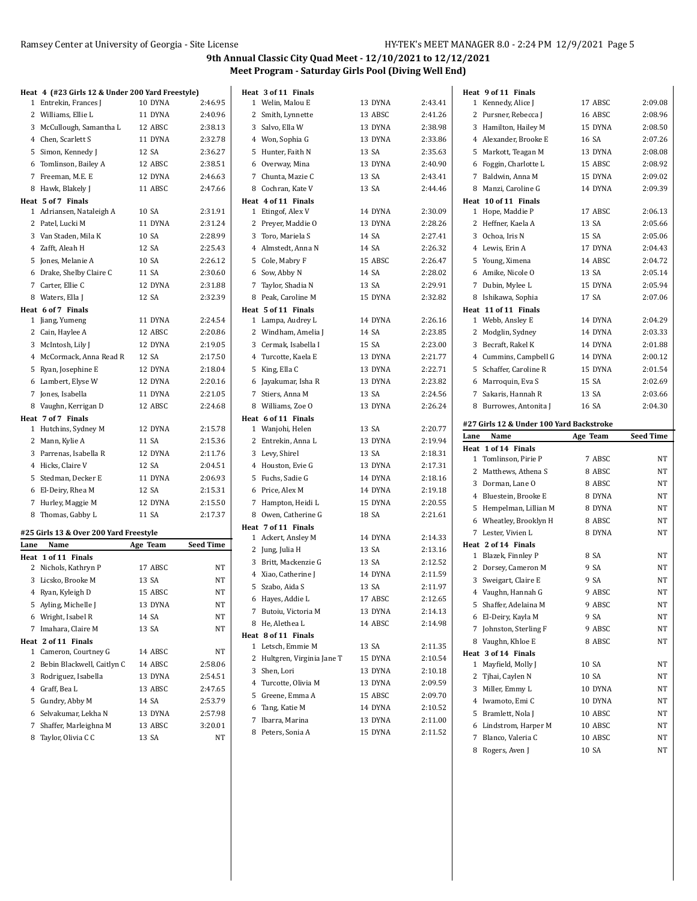# 9th Annual Classic City Quad Meet - 12/10/2021 to 12/12/2021

## Meet Program - Saturday Girls Pool (Diving Well End)

### Heat 4 (#23 Girls 12 & Under 200 Yard Freestyle)

| Lane | Name | Age | Team | Seed Time |
|---|---|---|---|---|
| 1 | Entrekin, Frances J | 10 | DYNA | 2:46.95 |
| 2 | Williams, Ellie L | 11 | DYNA | 2:40.96 |
| 3 | McCullough, Samantha L | 12 | ABSC | 2:38.13 |
| 4 | Chen, Scarlett S | 11 | DYNA | 2:32.78 |
| 5 | Simon, Kennedy J | 12 | SA | 2:36.27 |
| 6 | Tomlinson, Bailey A | 12 | ABSC | 2:38.51 |
| 7 | Freeman, M.E. E | 12 | DYNA | 2:46.63 |
| 8 | Hawk, Blakely J | 11 | ABSC | 2:47.66 |

### Heat 5 of 7 Finals

| Lane | Name | Age | Team | Seed Time |
|---|---|---|---|---|
| 1 | Adriansen, Nataleigh A | 10 | SA | 2:31.91 |
| 2 | Patel, Lucki M | 11 | DYNA | 2:31.24 |
| 3 | Van Staden, Mila K | 10 | SA | 2:28.99 |
| 4 | Zafft, Aleah H | 12 | SA | 2:25.43 |
| 5 | Jones, Melanie A | 10 | SA | 2:26.12 |
| 6 | Drake, Shelby Claire C | 11 | SA | 2:30.60 |
| 7 | Carter, Ellie C | 12 | DYNA | 2:31.88 |
| 8 | Waters, Ella J | 12 | SA | 2:32.39 |

### Heat 6 of 7 Finals

| Lane | Name | Age | Team | Seed Time |
|---|---|---|---|---|
| 1 | Jiang, Yumeng | 11 | DYNA | 2:24.54 |
| 2 | Cain, Haylee A | 12 | ABSC | 2:20.86 |
| 3 | McIntosh, Lily J | 12 | DYNA | 2:19.05 |
| 4 | McCormack, Anna Read R | 12 | SA | 2:17.50 |
| 5 | Ryan, Josephine E | 12 | DYNA | 2:18.04 |
| 6 | Lambert, Elyse W | 12 | DYNA | 2:20.16 |
| 7 | Jones, Isabella | 11 | DYNA | 2:21.05 |
| 8 | Vaughn, Kerrigan D | 12 | ABSC | 2:24.68 |

### Heat 7 of 7 Finals

| Lane | Name | Age | Team | Seed Time |
|---|---|---|---|---|
| 1 | Hutchins, Sydney M | 12 | DYNA | 2:15.78 |
| 2 | Mann, Kylie A | 11 | SA | 2:15.36 |
| 3 | Parrenas, Isabella R | 12 | DYNA | 2:11.76 |
| 4 | Hicks, Claire V | 12 | SA | 2:04.51 |
| 5 | Stedman, Decker E | 11 | DYNA | 2:06.93 |
| 6 | El-Deiry, Rhea M | 12 | SA | 2:15.31 |
| 7 | Hurley, Maggie M | 12 | DYNA | 2:15.50 |
| 8 | Thomas, Gabby L | 11 | SA | 2:17.37 |

## #25 Girls 13 & Over 200 Yard Freestyle

### Heat 1 of 11 Finals

| Lane | Name | Age | Team | Seed Time |
|---|---|---|---|---|
| 2 | Nichols, Kathryn P | 17 | ABSC | NT |
| 3 | Licsko, Brooke M | 13 | SA | NT |
| 4 | Ryan, Kyleigh D | 15 | ABSC | NT |
| 5 | Ayling, Michelle J | 13 | DYNA | NT |
| 6 | Wright, Isabel R | 14 | SA | NT |
| 7 | Imahara, Claire M | 13 | SA | NT |

### Heat 2 of 11 Finals

| Lane | Name | Age | Team | Seed Time |
|---|---|---|---|---|
| 1 | Cameron, Courtney G | 14 | ABSC | NT |
| 2 | Bebin Blackwell, Caitlyn C | 14 | ABSC | 2:58.06 |
| 3 | Rodriguez, Isabella | 13 | DYNA | 2:54.51 |
| 4 | Graff, Bea L | 13 | ABSC | 2:47.65 |
| 5 | Gundry, Abby M | 14 | SA | 2:53.79 |
| 6 | Selvakumar, Lekha N | 13 | DYNA | 2:57.98 |
| 7 | Shaffer, Marleighna M | 13 | ABSC | 3:20.01 |
| 8 | Taylor, Olivia C C | 13 | SA | NT |

### Heat 3 of 11 Finals

| Lane | Name | Age | Team | Seed Time |
|---|---|---|---|---|
| 1 | Welin, Malou E | 13 | DYNA | 2:43.41 |
| 2 | Smith, Lynnette | 13 | ABSC | 2:41.26 |
| 3 | Salvo, Ella W | 13 | DYNA | 2:38.98 |
| 4 | Won, Sophia G | 13 | DYNA | 2:33.86 |
| 5 | Hunter, Faith N | 13 | SA | 2:35.63 |
| 6 | Overway, Mina | 13 | DYNA | 2:40.90 |
| 7 | Chunta, Mazie C | 13 | SA | 2:43.41 |
| 8 | Cochran, Kate V | 13 | SA | 2:44.46 |

### Heat 4 of 11 Finals

| Lane | Name | Age | Team | Seed Time |
|---|---|---|---|---|
| 1 | Etingof, Alex V | 14 | DYNA | 2:30.09 |
| 2 | Preyer, Maddie O | 13 | DYNA | 2:28.26 |
| 3 | Toro, Mariela S | 14 | SA | 2:27.41 |
| 4 | Almstedt, Anna N | 14 | SA | 2:26.32 |
| 5 | Cole, Mabry F | 15 | ABSC | 2:26.47 |
| 6 | Sow, Abby N | 14 | SA | 2:28.02 |
| 7 | Taylor, Shadia N | 13 | SA | 2:29.91 |
| 8 | Peak, Caroline M | 15 | DYNA | 2:32.82 |

### Heat 5 of 11 Finals

| Lane | Name | Age | Team | Seed Time |
|---|---|---|---|---|
| 1 | Lampa, Audrey L | 14 | DYNA | 2:26.16 |
| 2 | Windham, Amelia J | 14 | SA | 2:23.85 |
| 3 | Cermak, Isabella I | 15 | SA | 2:23.00 |
| 4 | Turcotte, Kaela E | 13 | DYNA | 2:21.77 |
| 5 | King, Ella C | 13 | DYNA | 2:22.71 |
| 6 | Jayakumar, Isha R | 13 | DYNA | 2:23.82 |
| 7 | Stiers, Anna M | 13 | SA | 2:24.56 |
| 8 | Williams, Zoe O | 13 | DYNA | 2:26.24 |

### Heat 6 of 11 Finals

| Lane | Name | Age | Team | Seed Time |
|---|---|---|---|---|
| 1 | Wanjohi, Helen | 13 | SA | 2:20.77 |
| 2 | Entrekin, Anna L | 13 | DYNA | 2:19.94 |
| 3 | Levy, Shirel | 13 | SA | 2:18.31 |
| 4 | Houston, Evie G | 13 | DYNA | 2:17.31 |
| 5 | Fuchs, Sadie G | 14 | DYNA | 2:18.16 |
| 6 | Price, Alex M | 14 | DYNA | 2:19.18 |
| 7 | Hampton, Heidi L | 15 | DYNA | 2:20.55 |
| 8 | Owen, Catherine G | 18 | SA | 2:21.61 |

### Heat 7 of 11 Finals

| Lane | Name | Age | Team | Seed Time |
|---|---|---|---|---|
| 1 | Ackert, Ansley M | 14 | DYNA | 2:14.33 |
| 2 | Jung, Julia H | 13 | SA | 2:13.16 |
| 3 | Britt, Mackenzie G | 13 | SA | 2:12.52 |
| 4 | Xiao, Catherine J | 14 | DYNA | 2:11.59 |
| 5 | Szabo, Aida S | 13 | SA | 2:11.97 |
| 6 | Hayes, Addie L | 17 | ABSC | 2:12.65 |
| 7 | Butoiu, Victoria M | 13 | DYNA | 2:14.13 |
| 8 | He, Alethea L | 14 | ABSC | 2:14.98 |

### Heat 8 of 11 Finals

| Lane | Name | Age | Team | Seed Time |
|---|---|---|---|---|
| 1 | Letsch, Emmie M | 13 | SA | 2:11.35 |
| 2 | Hultgren, Virginia Jane T | 15 | DYNA | 2:10.54 |
| 3 | Shen, Lori | 13 | DYNA | 2:10.18 |
| 4 | Turcotte, Olivia M | 13 | DYNA | 2:09.59 |
| 5 | Greene, Emma A | 15 | ABSC | 2:09.70 |
| 6 | Tang, Katie M | 14 | DYNA | 2:10.52 |
| 7 | Ibarra, Marina | 13 | DYNA | 2:11.00 |
| 8 | Peters, Sonia A | 15 | DYNA | 2:11.52 |

### Heat 9 of 11 Finals

| Lane | Name | Age | Team | Seed Time |
|---|---|---|---|---|
| 1 | Kennedy, Alice J | 17 | ABSC | 2:09.08 |
| 2 | Pursner, Rebecca J | 16 | ABSC | 2:08.96 |
| 3 | Hamilton, Hailey M | 15 | DYNA | 2:08.50 |
| 4 | Alexander, Brooke E | 16 | SA | 2:07.26 |
| 5 | Markott, Teagan M | 13 | DYNA | 2:08.08 |
| 6 | Foggin, Charlotte L | 15 | ABSC | 2:08.92 |
| 7 | Baldwin, Anna M | 15 | DYNA | 2:09.02 |
| 8 | Manzi, Caroline G | 14 | DYNA | 2:09.39 |

### Heat 10 of 11 Finals

| Lane | Name | Age | Team | Seed Time |
|---|---|---|---|---|
| 1 | Hope, Maddie P | 17 | ABSC | 2:06.13 |
| 2 | Heffner, Kaela A | 13 | SA | 2:05.66 |
| 3 | Ochoa, Iris N | 15 | SA | 2:05.06 |
| 4 | Lewis, Erin A | 17 | DYNA | 2:04.43 |
| 5 | Young, Ximena | 14 | ABSC | 2:04.72 |
| 6 | Amike, Nicole O | 13 | SA | 2:05.14 |
| 7 | Dubin, Mylee L | 15 | DYNA | 2:05.94 |
| 8 | Ishikawa, Sophia | 17 | SA | 2:07.06 |

### Heat 11 of 11 Finals

| Lane | Name | Age | Team | Seed Time |
|---|---|---|---|---|
| 1 | Webb, Ansley E | 14 | DYNA | 2:04.29 |
| 2 | Modglin, Sydney | 14 | DYNA | 2:03.33 |
| 3 | Becraft, Rakel K | 14 | DYNA | 2:01.88 |
| 4 | Cummins, Campbell G | 14 | DYNA | 2:00.12 |
| 5 | Schaffer, Caroline R | 15 | DYNA | 2:01.54 |
| 6 | Marroquin, Eva S | 15 | SA | 2:02.69 |
| 7 | Sakaris, Hannah R | 13 | SA | 2:03.66 |
| 8 | Burrowes, Antonita J | 16 | SA | 2:04.30 |

## #27 Girls 12 & Under 100 Yard Backstroke

### Heat 1 of 14 Finals

| Lane | Name | Age | Team | Seed Time |
|---|---|---|---|---|
| 1 | Tomlinson, Pirie P | 7 | ABSC | NT |
| 2 | Matthews, Athena S | 8 | ABSC | NT |
| 3 | Dorman, Lane O | 8 | ABSC | NT |
| 4 | Bluestein, Brooke E | 8 | DYNA | NT |
| 5 | Hempelman, Lillian M | 8 | DYNA | NT |
| 6 | Wheatley, Brooklyn H | 8 | ABSC | NT |
| 7 | Lester, Vivien L | 8 | DYNA | NT |

### Heat 2 of 14 Finals

| Lane | Name | Age | Team | Seed Time |
|---|---|---|---|---|
| 1 | Blazek, Finnley P | 8 | SA | NT |
| 2 | Dorsey, Cameron M | 9 | SA | NT |
| 3 | Sweigart, Claire E | 9 | SA | NT |
| 4 | Vaughn, Hannah G | 9 | ABSC | NT |
| 5 | Shaffer, Adelaina M | 9 | ABSC | NT |
| 6 | El-Deiry, Kayla M | 9 | SA | NT |
| 7 | Johnston, Sterling F | 9 | ABSC | NT |
| 8 | Vaughn, Khloe E | 8 | ABSC | NT |

### Heat 3 of 14 Finals

| Lane | Name | Age | Team | Seed Time |
|---|---|---|---|---|
| 1 | Mayfield, Molly J | 10 | SA | NT |
| 2 | Tjhai, Caylen N | 10 | SA | NT |
| 3 | Miller, Emmy L | 10 | DYNA | NT |
| 4 | Iwamoto, Emi C | 10 | DYNA | NT |
| 5 | Bramlett, Nola J | 10 | ABSC | NT |
| 6 | Lindstrom, Harper M | 10 | ABSC | NT |
| 7 | Blanco, Valeria C | 10 | ABSC | NT |
| 8 | Rogers, Aven J | 10 | SA | NT |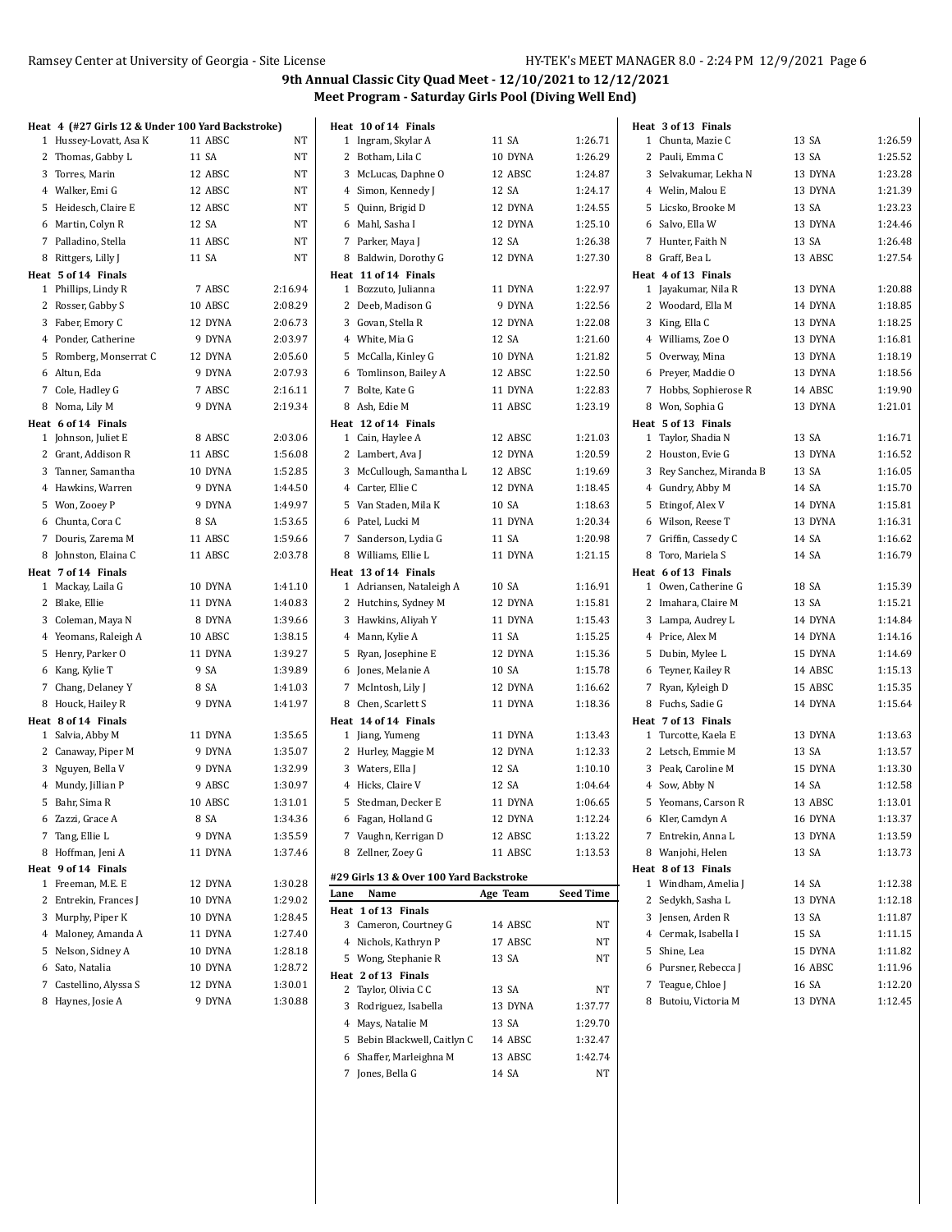## 9th Annual Classic City Quad Meet - 12/10/2021 to 12/12/2021

### Meet Program - Saturday Girls Pool (Diving Well End)

**Heat 4 (#27 Girls 12 & Under 100 Yard Backstroke)**

| Lane | Name | Age | Team | Seed Time |
|---|---|---|---|---|
| 1 | Hussey-Lovatt, Asa K | 11 | ABSC | NT |
| 2 | Thomas, Gabby L | 11 | SA | NT |
| 3 | Torres, Marin | 12 | ABSC | NT |
| 4 | Walker, Emi G | 12 | ABSC | NT |
| 5 | Heidesch, Claire E | 12 | ABSC | NT |
| 6 | Martin, Colyn R | 12 | SA | NT |
| 7 | Palladino, Stella | 11 | ABSC | NT |
| 8 | Rittgers, Lilly J | 11 | SA | NT |

**Heat 5 of 14 Finals**

| Lane | Name | Age | Team | Seed Time |
|---|---|---|---|---|
| 1 | Phillips, Lindy R | 7 | ABSC | 2:16.94 |
| 2 | Rosser, Gabby S | 10 | ABSC | 2:08.29 |
| 3 | Faber, Emory C | 12 | DYNA | 2:06.73 |
| 4 | Ponder, Catherine | 9 | DYNA | 2:03.97 |
| 5 | Romberg, Monserrat C | 12 | DYNA | 2:05.60 |
| 6 | Altun, Eda | 9 | DYNA | 2:07.93 |
| 7 | Cole, Hadley G | 7 | ABSC | 2:16.11 |
| 8 | Noma, Lily M | 9 | DYNA | 2:19.34 |

**Heat 6 of 14 Finals**

| Lane | Name | Age | Team | Seed Time |
|---|---|---|---|---|
| 1 | Johnson, Juliet E | 8 | ABSC | 2:03.06 |
| 2 | Grant, Addison R | 11 | ABSC | 1:56.08 |
| 3 | Tanner, Samantha | 10 | DYNA | 1:52.85 |
| 4 | Hawkins, Warren | 9 | DYNA | 1:44.50 |
| 5 | Won, Zooey P | 9 | DYNA | 1:49.97 |
| 6 | Chunta, Cora C | 8 | SA | 1:53.65 |
| 7 | Douris, Zarema M | 11 | ABSC | 1:59.66 |
| 8 | Johnston, Elaina C | 11 | ABSC | 2:03.78 |

**Heat 7 of 14 Finals**

| Lane | Name | Age | Team | Seed Time |
|---|---|---|---|---|
| 1 | Mackay, Laila G | 10 | DYNA | 1:41.10 |
| 2 | Blake, Ellie | 11 | DYNA | 1:40.83 |
| 3 | Coleman, Maya N | 8 | DYNA | 1:39.66 |
| 4 | Yeomans, Raleigh A | 10 | ABSC | 1:38.15 |
| 5 | Henry, Parker O | 11 | DYNA | 1:39.27 |
| 6 | Kang, Kylie T | 9 | SA | 1:39.89 |
| 7 | Chang, Delaney Y | 8 | SA | 1:41.03 |
| 8 | Houck, Hailey R | 9 | DYNA | 1:41.97 |

**Heat 8 of 14 Finals**

| Lane | Name | Age | Team | Seed Time |
|---|---|---|---|---|
| 1 | Salvia, Abby M | 11 | DYNA | 1:35.65 |
| 2 | Canaway, Piper M | 9 | DYNA | 1:35.07 |
| 3 | Nguyen, Bella V | 9 | DYNA | 1:32.99 |
| 4 | Mundy, Jillian P | 9 | ABSC | 1:30.97 |
| 5 | Bahr, Sima R | 10 | ABSC | 1:31.01 |
| 6 | Zazzi, Grace A | 8 | SA | 1:34.36 |
| 7 | Tang, Ellie L | 9 | DYNA | 1:35.59 |
| 8 | Hoffman, Jeni A | 11 | DYNA | 1:37.46 |

**Heat 9 of 14 Finals**

| Lane | Name | Age | Team | Seed Time |
|---|---|---|---|---|
| 1 | Freeman, M.E. E | 12 | DYNA | 1:30.28 |
| 2 | Entrekin, Frances J | 10 | DYNA | 1:29.02 |
| 3 | Murphy, Piper K | 10 | DYNA | 1:28.45 |
| 4 | Maloney, Amanda A | 11 | DYNA | 1:27.40 |
| 5 | Nelson, Sidney A | 10 | DYNA | 1:28.18 |
| 6 | Sato, Natalia | 10 | DYNA | 1:28.72 |
| 7 | Castellino, Alyssa S | 12 | DYNA | 1:30.01 |
| 8 | Haynes, Josie A | 9 | DYNA | 1:30.88 |

**Heat 10 of 14 Finals**

| Lane | Name | Age | Team | Seed Time |
|---|---|---|---|---|
| 1 | Ingram, Skylar A | 11 | SA | 1:26.71 |
| 2 | Botham, Lila C | 10 | DYNA | 1:26.29 |
| 3 | McLucas, Daphne O | 12 | ABSC | 1:24.87 |
| 4 | Simon, Kennedy J | 12 | SA | 1:24.17 |
| 5 | Quinn, Brigid D | 12 | DYNA | 1:24.55 |
| 6 | Mahl, Sasha I | 12 | DYNA | 1:25.10 |
| 7 | Parker, Maya J | 12 | SA | 1:26.38 |
| 8 | Baldwin, Dorothy G | 12 | DYNA | 1:27.30 |

**Heat 11 of 14 Finals**

| Lane | Name | Age | Team | Seed Time |
|---|---|---|---|---|
| 1 | Bozzuto, Julianna | 11 | DYNA | 1:22.97 |
| 2 | Deeb, Madison G | 9 | DYNA | 1:22.56 |
| 3 | Govan, Stella R | 12 | DYNA | 1:22.08 |
| 4 | White, Mia G | 12 | SA | 1:21.60 |
| 5 | McCalla, Kinley G | 10 | DYNA | 1:21.82 |
| 6 | Tomlinson, Bailey A | 12 | ABSC | 1:22.50 |
| 7 | Bolte, Kate G | 11 | DYNA | 1:22.83 |
| 8 | Ash, Edie M | 11 | ABSC | 1:23.19 |

**Heat 12 of 14 Finals**

| Lane | Name | Age | Team | Seed Time |
|---|---|---|---|---|
| 1 | Cain, Haylee A | 12 | ABSC | 1:21.03 |
| 2 | Lambert, Ava J | 12 | DYNA | 1:20.59 |
| 3 | McCullough, Samantha L | 12 | ABSC | 1:19.69 |
| 4 | Carter, Ellie C | 12 | DYNA | 1:18.45 |
| 5 | Van Staden, Mila K | 10 | SA | 1:18.63 |
| 6 | Patel, Lucki M | 11 | DYNA | 1:20.34 |
| 7 | Sanderson, Lydia G | 11 | SA | 1:20.98 |
| 8 | Williams, Ellie L | 11 | DYNA | 1:21.15 |

**Heat 13 of 14 Finals**

| Lane | Name | Age | Team | Seed Time |
|---|---|---|---|---|
| 1 | Adriansen, Nataleigh A | 10 | SA | 1:16.91 |
| 2 | Hutchins, Sydney M | 12 | DYNA | 1:15.81 |
| 3 | Hawkins, Aliyah Y | 11 | DYNA | 1:15.43 |
| 4 | Mann, Kylie A | 11 | SA | 1:15.25 |
| 5 | Ryan, Josephine E | 12 | DYNA | 1:15.36 |
| 6 | Jones, Melanie A | 10 | SA | 1:15.78 |
| 7 | McIntosh, Lily J | 12 | DYNA | 1:16.62 |
| 8 | Chen, Scarlett S | 11 | DYNA | 1:18.36 |

**Heat 14 of 14 Finals**

| Lane | Name | Age | Team | Seed Time |
|---|---|---|---|---|
| 1 | Jiang, Yumeng | 11 | DYNA | 1:13.43 |
| 2 | Hurley, Maggie M | 12 | DYNA | 1:12.33 |
| 3 | Waters, Ella J | 12 | SA | 1:10.10 |
| 4 | Hicks, Claire V | 12 | SA | 1:04.64 |
| 5 | Stedman, Decker E | 11 | DYNA | 1:06.65 |
| 6 | Fagan, Holland G | 12 | DYNA | 1:12.24 |
| 7 | Vaughn, Kerrigan D | 12 | ABSC | 1:13.22 |
| 8 | Zellner, Zoey G | 11 | ABSC | 1:13.53 |

### #29 Girls 13 & Over 100 Yard Backstroke

**Heat 1 of 13 Finals**

| Lane | Name | Age | Team | Seed Time |
|---|---|---|---|---|
| 3 | Cameron, Courtney G | 14 | ABSC | NT |
| 4 | Nichols, Kathryn P | 17 | ABSC | NT |
| 5 | Wong, Stephanie R | 13 | SA | NT |

**Heat 2 of 13 Finals**

| Lane | Name | Age | Team | Seed Time |
|---|---|---|---|---|
| 2 | Taylor, Olivia C C | 13 | SA | NT |
| 3 | Rodriguez, Isabella | 13 | DYNA | 1:37.77 |
| 4 | Mays, Natalie M | 13 | SA | 1:29.70 |
| 5 | Bebin Blackwell, Caitlyn C | 14 | ABSC | 1:32.47 |
| 6 | Shaffer, Marleighna M | 13 | ABSC | 1:42.74 |
| 7 | Jones, Bella G | 14 | SA | NT |

**Heat 3 of 13 Finals**

| Lane | Name | Age | Team | Seed Time |
|---|---|---|---|---|
| 1 | Chunta, Mazie C | 13 | SA | 1:26.59 |
| 2 | Pauli, Emma C | 13 | SA | 1:25.52 |
| 3 | Selvakumar, Lekha N | 13 | DYNA | 1:23.28 |
| 4 | Welin, Malou E | 13 | DYNA | 1:21.39 |
| 5 | Licsko, Brooke M | 13 | SA | 1:23.23 |
| 6 | Salvo, Ella W | 13 | DYNA | 1:24.46 |
| 7 | Hunter, Faith N | 13 | SA | 1:26.48 |
| 8 | Graff, Bea L | 13 | ABSC | 1:27.54 |

**Heat 4 of 13 Finals**

| Lane | Name | Age | Team | Seed Time |
|---|---|---|---|---|
| 1 | Jayakumar, Nila R | 13 | DYNA | 1:20.88 |
| 2 | Woodard, Ella M | 14 | DYNA | 1:18.85 |
| 3 | King, Ella C | 13 | DYNA | 1:18.25 |
| 4 | Williams, Zoe O | 13 | DYNA | 1:16.81 |
| 5 | Overway, Mina | 13 | DYNA | 1:18.19 |
| 6 | Preyer, Maddie O | 13 | DYNA | 1:18.56 |
| 7 | Hobbs, Sophierose R | 14 | ABSC | 1:19.90 |
| 8 | Won, Sophia G | 13 | DYNA | 1:21.01 |

**Heat 5 of 13 Finals**

| Lane | Name | Age | Team | Seed Time |
|---|---|---|---|---|
| 1 | Taylor, Shadia N | 13 | SA | 1:16.71 |
| 2 | Houston, Evie G | 13 | DYNA | 1:16.52 |
| 3 | Rey Sanchez, Miranda B | 13 | SA | 1:16.05 |
| 4 | Gundry, Abby M | 14 | SA | 1:15.70 |
| 5 | Etingof, Alex V | 14 | DYNA | 1:15.81 |
| 6 | Wilson, Reese T | 13 | DYNA | 1:16.31 |
| 7 | Griffin, Cassedy C | 14 | SA | 1:16.62 |
| 8 | Toro, Mariela S | 14 | SA | 1:16.79 |

**Heat 6 of 13 Finals**

| Lane | Name | Age | Team | Seed Time |
|---|---|---|---|---|
| 1 | Owen, Catherine G | 18 | SA | 1:15.39 |
| 2 | Imahara, Claire M | 13 | SA | 1:15.21 |
| 3 | Lampa, Audrey L | 14 | DYNA | 1:14.84 |
| 4 | Price, Alex M | 14 | DYNA | 1:14.16 |
| 5 | Dubin, Mylee L | 15 | DYNA | 1:14.69 |
| 6 | Teyner, Kailey R | 14 | ABSC | 1:15.13 |
| 7 | Ryan, Kyleigh D | 15 | ABSC | 1:15.35 |
| 8 | Fuchs, Sadie G | 14 | DYNA | 1:15.64 |

**Heat 7 of 13 Finals**

| Lane | Name | Age | Team | Seed Time |
|---|---|---|---|---|
| 1 | Turcotte, Kaela E | 13 | DYNA | 1:13.63 |
| 2 | Letsch, Emmie M | 13 | SA | 1:13.57 |
| 3 | Peak, Caroline M | 15 | DYNA | 1:13.30 |
| 4 | Sow, Abby N | 14 | SA | 1:12.58 |
| 5 | Yeomans, Carson R | 13 | ABSC | 1:13.01 |
| 6 | Kler, Camdyn A | 16 | DYNA | 1:13.37 |
| 7 | Entrekin, Anna L | 13 | DYNA | 1:13.59 |
| 8 | Wanjohi, Helen | 13 | SA | 1:13.73 |

**Heat 8 of 13 Finals**

| Lane | Name | Age | Team | Seed Time |
|---|---|---|---|---|
| 1 | Windham, Amelia J | 14 | SA | 1:12.38 |
| 2 | Sedykh, Sasha L | 13 | DYNA | 1:12.18 |
| 3 | Jensen, Arden R | 13 | SA | 1:11.87 |
| 4 | Cermak, Isabella I | 15 | SA | 1:11.15 |
| 5 | Shine, Lea | 15 | DYNA | 1:11.82 |
| 6 | Pursner, Rebecca J | 16 | ABSC | 1:11.96 |
| 7 | Teague, Chloe J | 16 | SA | 1:12.20 |
| 8 | Butoiu, Victoria M | 13 | DYNA | 1:12.45 |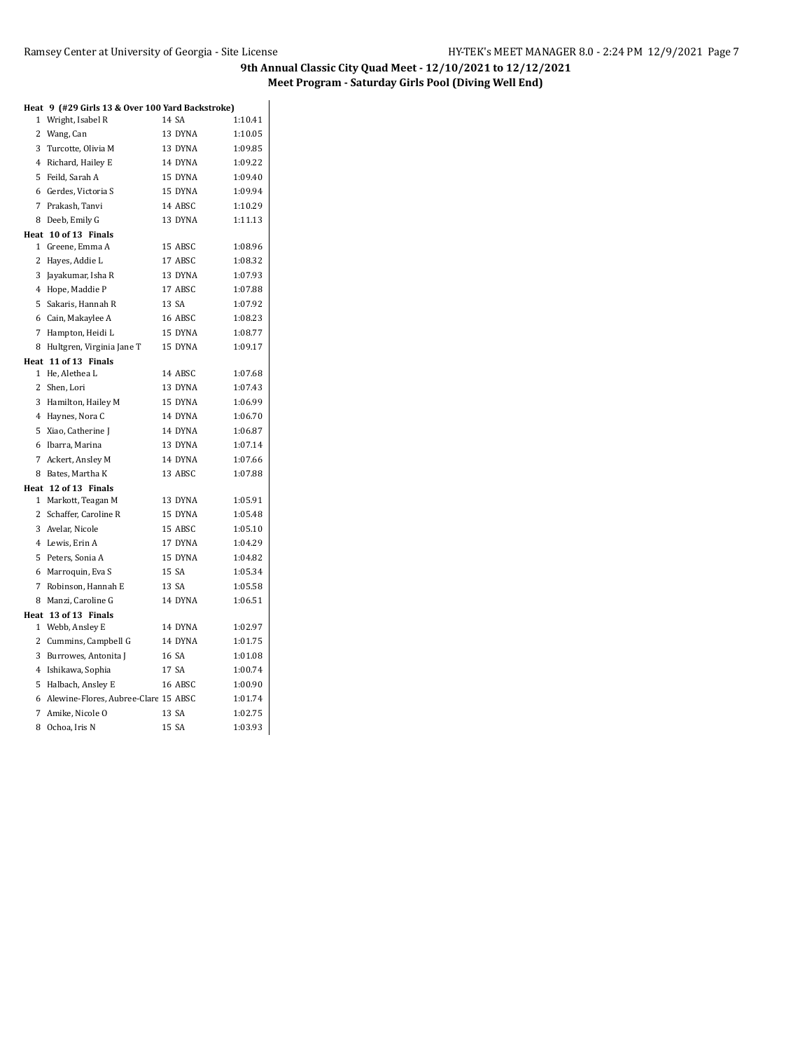**9th Annual Classic City Quad Meet - 12/10/2021 to 12/12/2021**

**Meet Program - Saturday Girls Pool (Diving Well End)**

**Heat 9 (#29 Girls 13 & Over 100 Yard Backstroke)**

| | | | | |
|---|---|---|---|---|
| 1 | Wright, Isabel R | 14 | SA | 1:10.41 |
| 2 | Wang, Can | 13 | DYNA | 1:10.05 |
| 3 | Turcotte, Olivia M | 13 | DYNA | 1:09.85 |
| 4 | Richard, Hailey E | 14 | DYNA | 1:09.22 |
| 5 | Feild, Sarah A | 15 | DYNA | 1:09.40 |
| 6 | Gerdes, Victoria S | 15 | DYNA | 1:09.94 |
| 7 | Prakash, Tanvi | 14 | ABSC | 1:10.29 |
| 8 | Deeb, Emily G | 13 | DYNA | 1:11.13 |

**Heat 10 of 13 Finals**

| | | | | |
|---|---|---|---|---|
| 1 | Greene, Emma A | 15 | ABSC | 1:08.96 |
| 2 | Hayes, Addie L | 17 | ABSC | 1:08.32 |
| 3 | Jayakumar, Isha R | 13 | DYNA | 1:07.93 |
| 4 | Hope, Maddie P | 17 | ABSC | 1:07.88 |
| 5 | Sakaris, Hannah R | 13 | SA | 1:07.92 |
| 6 | Cain, Makaylee A | 16 | ABSC | 1:08.23 |
| 7 | Hampton, Heidi L | 15 | DYNA | 1:08.77 |
| 8 | Hultgren, Virginia Jane T | 15 | DYNA | 1:09.17 |

**Heat 11 of 13 Finals**

| | | | | |
|---|---|---|---|---|
| 1 | He, Alethea L | 14 | ABSC | 1:07.68 |
| 2 | Shen, Lori | 13 | DYNA | 1:07.43 |
| 3 | Hamilton, Hailey M | 15 | DYNA | 1:06.99 |
| 4 | Haynes, Nora C | 14 | DYNA | 1:06.70 |
| 5 | Xiao, Catherine J | 14 | DYNA | 1:06.87 |
| 6 | Ibarra, Marina | 13 | DYNA | 1:07.14 |
| 7 | Ackert, Ansley M | 14 | DYNA | 1:07.66 |
| 8 | Bates, Martha K | 13 | ABSC | 1:07.88 |

**Heat 12 of 13 Finals**

| | | | | |
|---|---|---|---|---|
| 1 | Markott, Teagan M | 13 | DYNA | 1:05.91 |
| 2 | Schaffer, Caroline R | 15 | DYNA | 1:05.48 |
| 3 | Avelar, Nicole | 15 | ABSC | 1:05.10 |
| 4 | Lewis, Erin A | 17 | DYNA | 1:04.29 |
| 5 | Peters, Sonia A | 15 | DYNA | 1:04.82 |
| 6 | Marroquin, Eva S | 15 | SA | 1:05.34 |
| 7 | Robinson, Hannah E | 13 | SA | 1:05.58 |
| 8 | Manzi, Caroline G | 14 | DYNA | 1:06.51 |

**Heat 13 of 13 Finals**

| | | | | |
|---|---|---|---|---|
| 1 | Webb, Ansley E | 14 | DYNA | 1:02.97 |
| 2 | Cummins, Campbell G | 14 | DYNA | 1:01.75 |
| 3 | Burrowes, Antonita J | 16 | SA | 1:01.08 |
| 4 | Ishikawa, Sophia | 17 | SA | 1:00.74 |
| 5 | Halbach, Ansley E | 16 | ABSC | 1:00.90 |
| 6 | Alewine-Flores, Aubree-Clare | 15 | ABSC | 1:01.74 |
| 7 | Amike, Nicole O | 13 | SA | 1:02.75 |
| 8 | Ochoa, Iris N | 15 | SA | 1:03.93 |